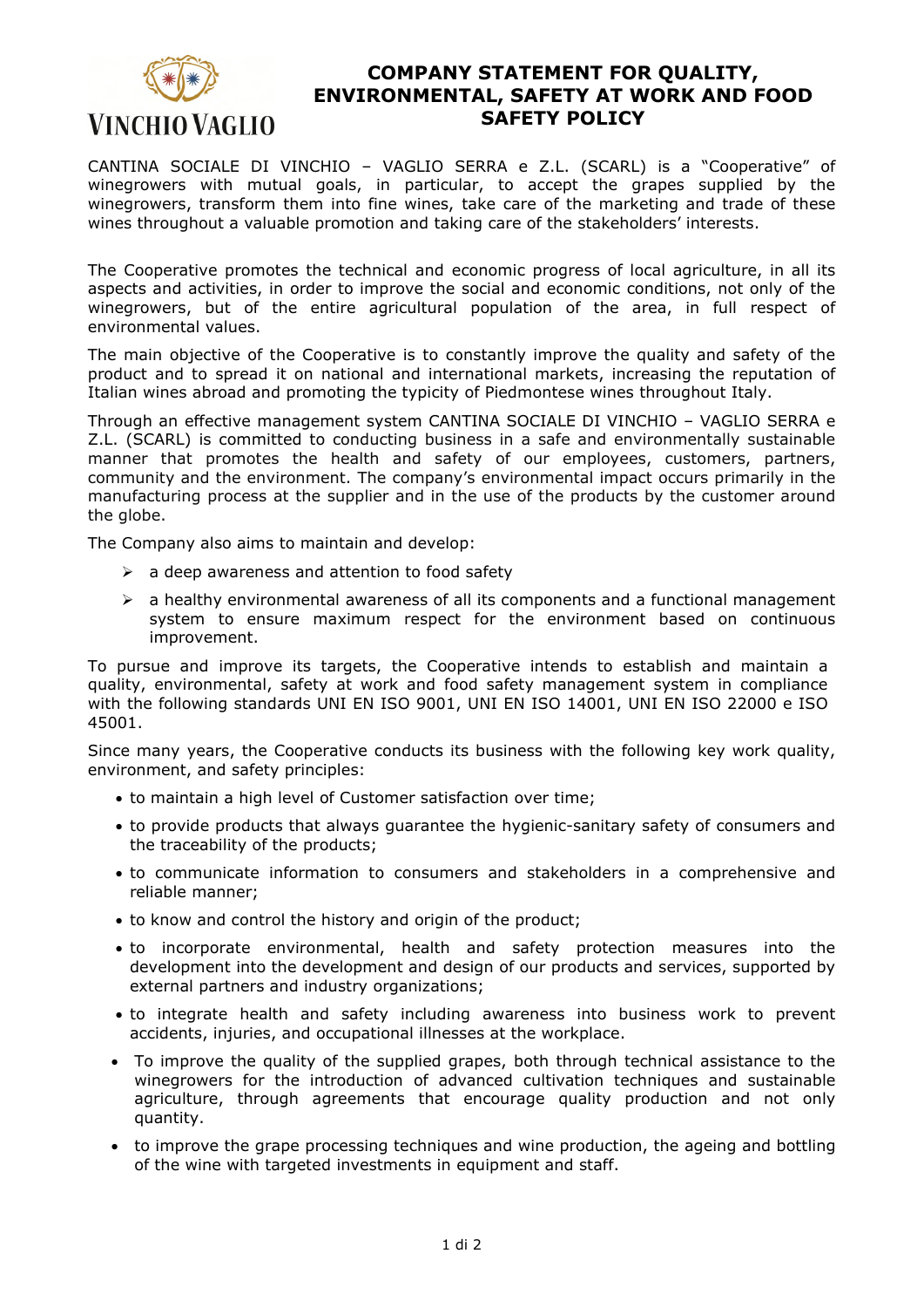# COMPANY STATEMENT FOR QUALITY, ENVIRONMENTAL, SAFETY AT WORK AND FOOD SAFETY POLICY

CANTINA SOCIALE DI VINCHIO – VAGLIO SERRA e Z.L. (SCARL) is a "Cooperative" of winegrowers with mutual goals, in particular, to accept the grapes supplied by the winegrowers, transform them into fine wines, take care of the marketing and trade of these wines throughout a valuable promotion and taking care of the stakeholders' interests.

The Cooperative promotes the technical and economic progress of local agriculture, in all its aspects and activities, in order to improve the social and economic conditions, not only of the winegrowers, but of the entire agricultural population of the area, in full respect of environmental values.

The main objective of the Cooperative is to constantly improve the quality and safety of the product and to spread it on national and international markets, increasing the reputation of Italian wines abroad and promoting the typicity of Piedmontese wines throughout Italy.

Through an effective management system CANTINA SOCIALE DI VINCHIO – VAGLIO SERRA e Z.L. (SCARL) is committed to conducting business in a safe and environmentally sustainable manner that promotes the health and safety of our employees, customers, partners, community and the environment. The company's environmental impact occurs primarily in the manufacturing process at the supplier and in the use of the products by the customer around the globe.

The Company also aims to maintain and develop:

- a deep awareness and attention to food safety
- a healthy environmental awareness of all its components and a functional management system to ensure maximum respect for the environment based on continuous improvement.

To pursue and improve its targets, the Cooperative intends to establish and maintain a quality, environmental, safety at work and food safety management system in compliance with the following standards UNI EN ISO 9001, UNI EN ISO 14001, UNI EN ISO 22000 e ISO 45001.

Since many years, the Cooperative conducts its business with the following key work quality, environment, and safety principles:

- to maintain a high level of Customer satisfaction over time;
- to provide products that always guarantee the hygienic-sanitary safety of consumers and the traceability of the products;
- to communicate information to consumers and stakeholders in a comprehensive and reliable manner;
- to know and control the history and origin of the product;
- to incorporate environmental, health and safety protection measures into the development into the development and design of our products and services, supported by external partners and industry organizations;
- to integrate health and safety including awareness into business work to prevent accidents, injuries, and occupational illnesses at the workplace.
- To improve the quality of the supplied grapes, both through technical assistance to the winegrowers for the introduction of advanced cultivation techniques and sustainable agriculture, through agreements that encourage quality production and not only quantity.
- to improve the grape processing techniques and wine production, the ageing and bottling of the wine with targeted investments in equipment and staff.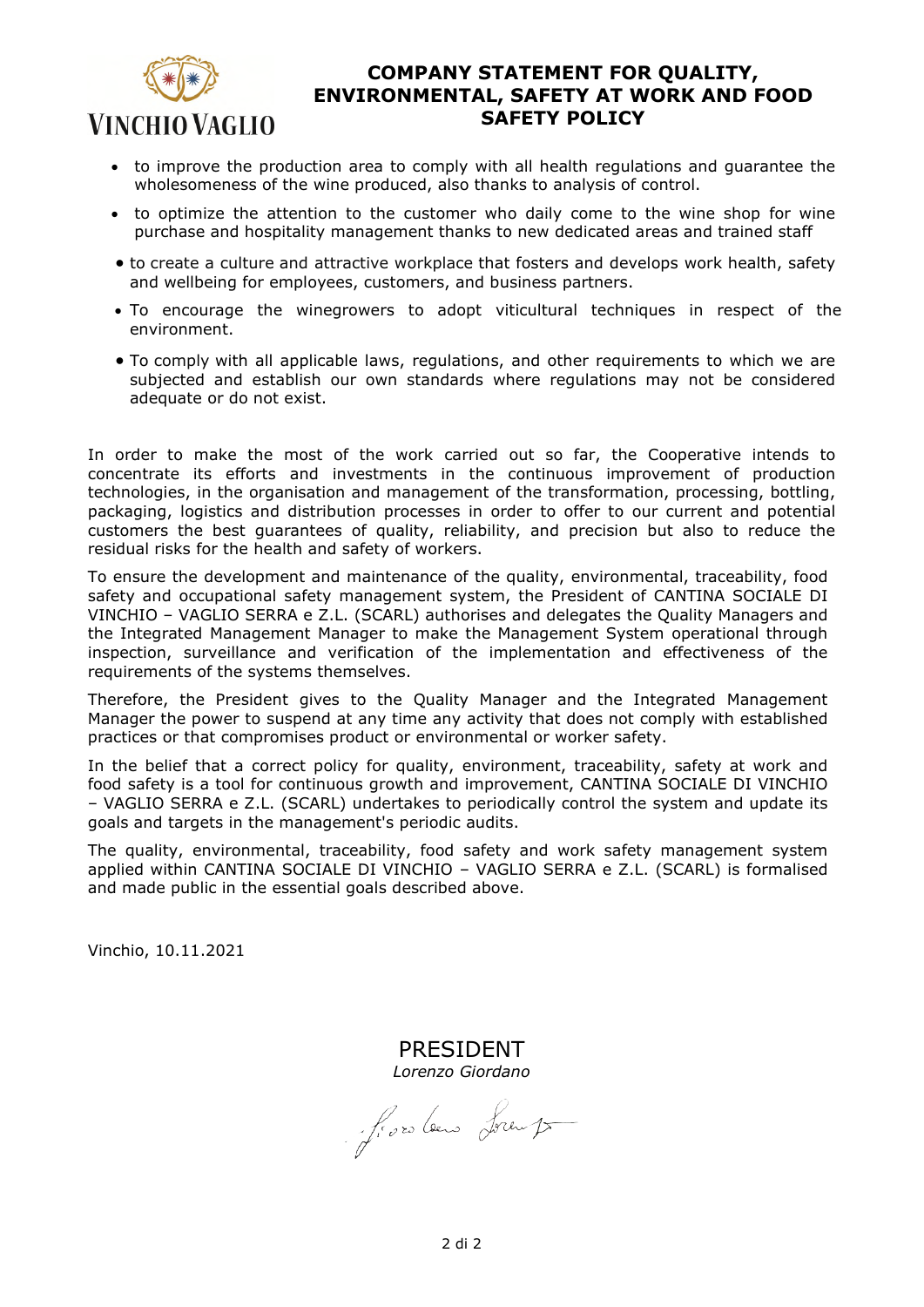# COMPANY STATEMENT FOR QUALITY, ENVIRONMENTAL, SAFETY AT WORK AND FOOD SAFETY POLICY

- to improve the production area to comply with all health regulations and guarantee the wholesomeness of the wine produced, also thanks to analysis of control.
- to optimize the attention to the customer who daily come to the wine shop for wine purchase and hospitality management thanks to new dedicated areas and trained staff
- to create a culture and attractive workplace that fosters and develops work health, safety and wellbeing for employees, customers, and business partners.
- To encourage the winegrowers to adopt viticultural techniques in respect of the environment.
- To comply with all applicable laws, regulations, and other requirements to which we are subjected and establish our own standards where regulations may not be considered adequate or do not exist.

In order to make the most of the work carried out so far, the Cooperative intends to concentrate its efforts and investments in the continuous improvement of production technologies, in the organisation and management of the transformation, processing, bottling, packaging, logistics and distribution processes in order to offer to our current and potential customers the best guarantees of quality, reliability, and precision but also to reduce the residual risks for the health and safety of workers.

To ensure the development and maintenance of the quality, environmental, traceability, food safety and occupational safety management system, the President of CANTINA SOCIALE DI VINCHIO – VAGLIO SERRA e Z.L. (SCARL) authorises and delegates the Quality Managers and the Integrated Management Manager to make the Management System operational through inspection, surveillance and verification of the implementation and effectiveness of the requirements of the systems themselves.

Therefore, the President gives to the Quality Manager and the Integrated Management Manager the power to suspend at any time any activity that does not comply with established practices or that compromises product or environmental or worker safety.

In the belief that a correct policy for quality, environment, traceability, safety at work and food safety is a tool for continuous growth and improvement, CANTINA SOCIALE DI VINCHIO – VAGLIO SERRA e Z.L. (SCARL) undertakes to periodically control the system and update its goals and targets in the management's periodic audits.

The quality, environmental, traceability, food safety and work safety management system applied within CANTINA SOCIALE DI VINCHIO – VAGLIO SERRA e Z.L. (SCARL) is formalised and made public in the essential goals described above.

Vinchio, 10.11.2021

PRESIDENT
*Lorenzo Giordano*